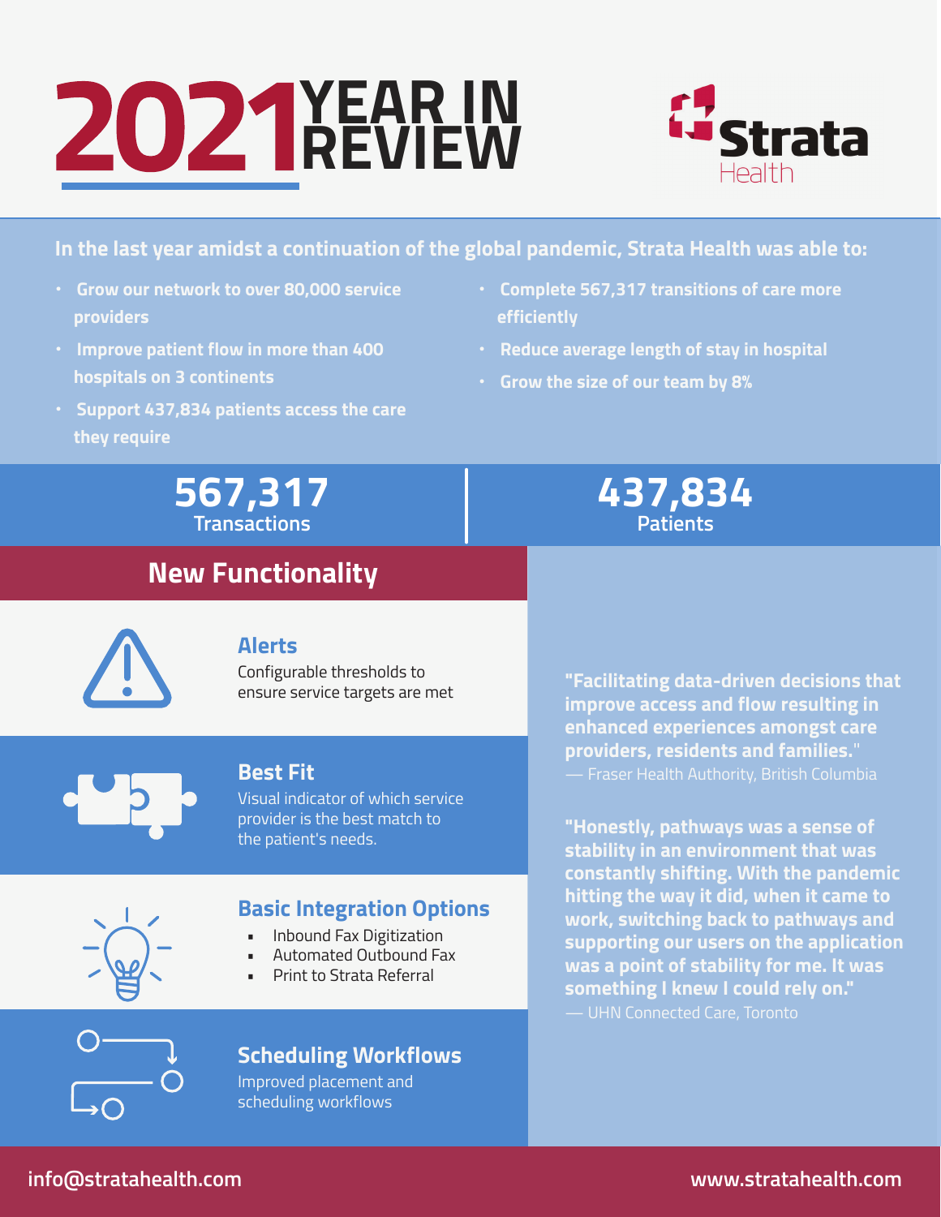# 2021 YEAR IN REVIEW

Strata Health

**In the last year amidst a continuation of the global pandemic, Strata Health was able to:**

- **Grow our network to over 80,000 service providers**
- **Improve patient flow in more than 400 hospitals on 3 continents**
- **Support 437,834 patients access the care they require**
- **Complete 567,317 transitions of care more efficiently**
- **Reduce average length of stay in hospital**
- **Grow the size of our team by 8%**

**567,317**
Transactions

**437,834**
Patients

## New Functionality

### Alerts

Configurable thresholds to ensure service targets are met

### Best Fit

Visual indicator of which service provider is the best match to the patient's needs.

### Basic Integration Options

- Inbound Fax Digitization
- Automated Outbound Fax
- Print to Strata Referral

### Scheduling Workflows

Improved placement and scheduling workflows

**"Facilitating data-driven decisions that improve access and flow resulting in enhanced experiences amongst care providers, residents and families."**
— Fraser Health Authority, British Columbia

**"Honestly, pathways was a sense of stability in an environment that was constantly shifting. With the pandemic hitting the way it did, when it came to work, switching back to pathways and supporting our users on the application was a point of stability for me. It was something I knew I could rely on."**
— UHN Connected Care, Toronto

info@stratahealth.com

www.stratahealth.com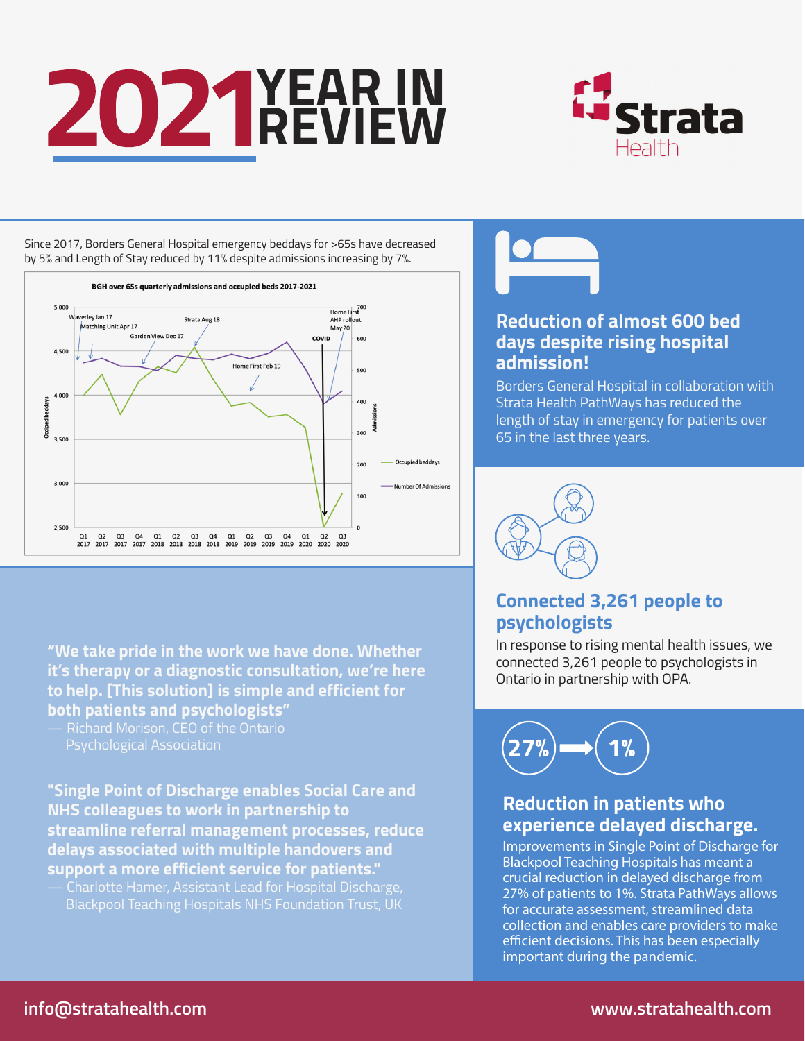# 2021 YEAR IN REVIEW

Strata Health

Since 2017, Borders General Hospital emergency beddays for >65s have decreased by 5% and Length of Stay reduced by 11% despite admissions increasing by 7%.

BGH over 65s quarterly admissions and occupied beds 2017-2021

Occupied beddays

Admissions

5,000
4,500
4,000
3,500
3,000
2,500

700
600
500
400
300
200
100
0

Waverley Jan 17
Matching Unit Apr 17
Garden View Dec 17
Strata Aug 18
Home First Feb 19
Home First AHP rollout May 20
COVID

Q1 2017, Q2 2017, Q3 2017, Q4 2017, Q1 2018, Q2 2018, Q3 2018, Q4 2018, Q1 2019, Q2 2019, Q3 2019, Q4 2019, Q1 2020, Q2 2020, Q3 2020

Occupied beddays
Number Of Admissions

## Reduction of almost 600 bed days despite rising hospital admission!

Borders General Hospital in collaboration with Strata Health PathWays has reduced the length of stay in emergency for patients over 65 in the last three years.

## Connected 3,261 people to psychologists

In response to rising mental health issues, we connected 3,261 people to psychologists in Ontario in partnership with OPA.

**"We take pride in the work we have done. Whether it's therapy or a diagnostic consultation, we're here to help. [This solution] is simple and efficient for both patients and psychologists"**

— Richard Morison, CEO of the Ontario Psychological Association

**"Single Point of Discharge enables Social Care and NHS colleagues to work in partnership to streamline referral management processes, reduce delays associated with multiple handovers and support a more efficient service for patients."**

— Charlotte Hamer, Assistant Lead for Hospital Discharge, Blackpool Teaching Hospitals NHS Foundation Trust, UK

27% → 1%

## Reduction in patients who experience delayed discharge.

Improvements in Single Point of Discharge for Blackpool Teaching Hospitals has meant a crucial reduction in delayed discharge from 27% of patients to 1%. Strata PathWays allows for accurate assessment, streamlined data collection and enables care providers to make efficient decisions. This has been especially important during the pandemic.

info@stratahealth.com    www.stratahealth.com